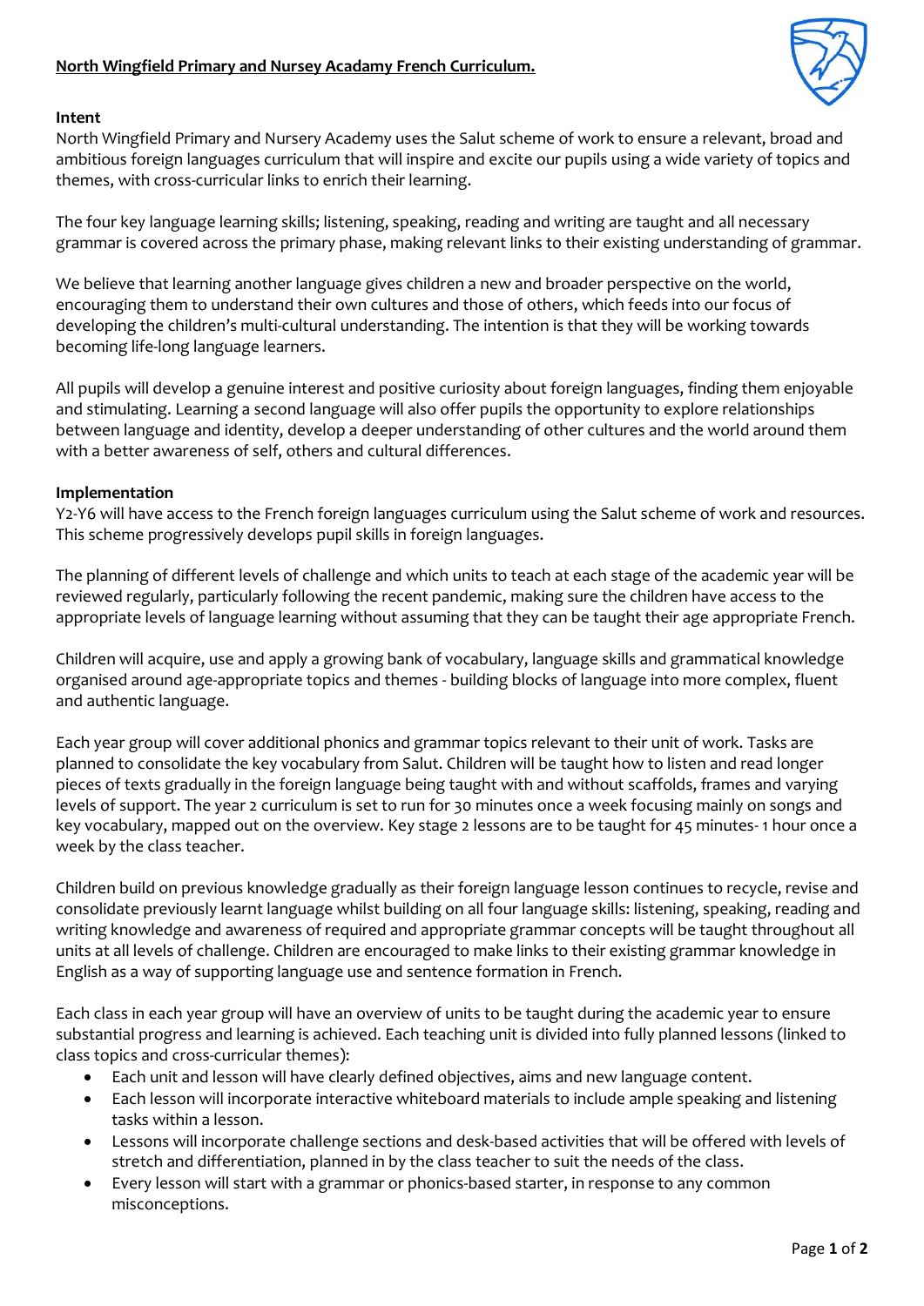**North Wingfield Primary and Nursey Acadamy French Curriculum.**

**Intent**

North Wingfield Primary and Nursery Academy uses the Salut scheme of work to ensure a relevant, broad and ambitious foreign languages curriculum that will inspire and excite our pupils using a wide variety of topics and themes, with cross-curricular links to enrich their learning.

The four key language learning skills; listening, speaking, reading and writing are taught and all necessary grammar is covered across the primary phase, making relevant links to their existing understanding of grammar.

We believe that learning another language gives children a new and broader perspective on the world, encouraging them to understand their own cultures and those of others, which feeds into our focus of developing the children's multi-cultural understanding. The intention is that they will be working towards becoming life-long language learners.

All pupils will develop a genuine interest and positive curiosity about foreign languages, finding them enjoyable and stimulating. Learning a second language will also offer pupils the opportunity to explore relationships between language and identity, develop a deeper understanding of other cultures and the world around them with a better awareness of self, others and cultural differences.

**Implementation**

Y2-Y6 will have access to the French foreign languages curriculum using the Salut scheme of work and resources. This scheme progressively develops pupil skills in foreign languages.

The planning of different levels of challenge and which units to teach at each stage of the academic year will be reviewed regularly, particularly following the recent pandemic, making sure the children have access to the appropriate levels of language learning without assuming that they can be taught their age appropriate French.

Children will acquire, use and apply a growing bank of vocabulary, language skills and grammatical knowledge organised around age-appropriate topics and themes - building blocks of language into more complex, fluent and authentic language.

Each year group will cover additional phonics and grammar topics relevant to their unit of work. Tasks are planned to consolidate the key vocabulary from Salut. Children will be taught how to listen and read longer pieces of texts gradually in the foreign language being taught with and without scaffolds, frames and varying levels of support. The year 2 curriculum is set to run for 30 minutes once a week focusing mainly on songs and key vocabulary, mapped out on the overview. Key stage 2 lessons are to be taught for 45 minutes- 1 hour once a week by the class teacher.

Children build on previous knowledge gradually as their foreign language lesson continues to recycle, revise and consolidate previously learnt language whilst building on all four language skills: listening, speaking, reading and writing knowledge and awareness of required and appropriate grammar concepts will be taught throughout all units at all levels of challenge. Children are encouraged to make links to their existing grammar knowledge in English as a way of supporting language use and sentence formation in French.

Each class in each year group will have an overview of units to be taught during the academic year to ensure substantial progress and learning is achieved. Each teaching unit is divided into fully planned lessons (linked to class topics and cross-curricular themes):

- Each unit and lesson will have clearly defined objectives, aims and new language content.
- Each lesson will incorporate interactive whiteboard materials to include ample speaking and listening tasks within a lesson.
- Lessons will incorporate challenge sections and desk-based activities that will be offered with levels of stretch and differentiation, planned in by the class teacher to suit the needs of the class.
- Every lesson will start with a grammar or phonics-based starter, in response to any common misconceptions.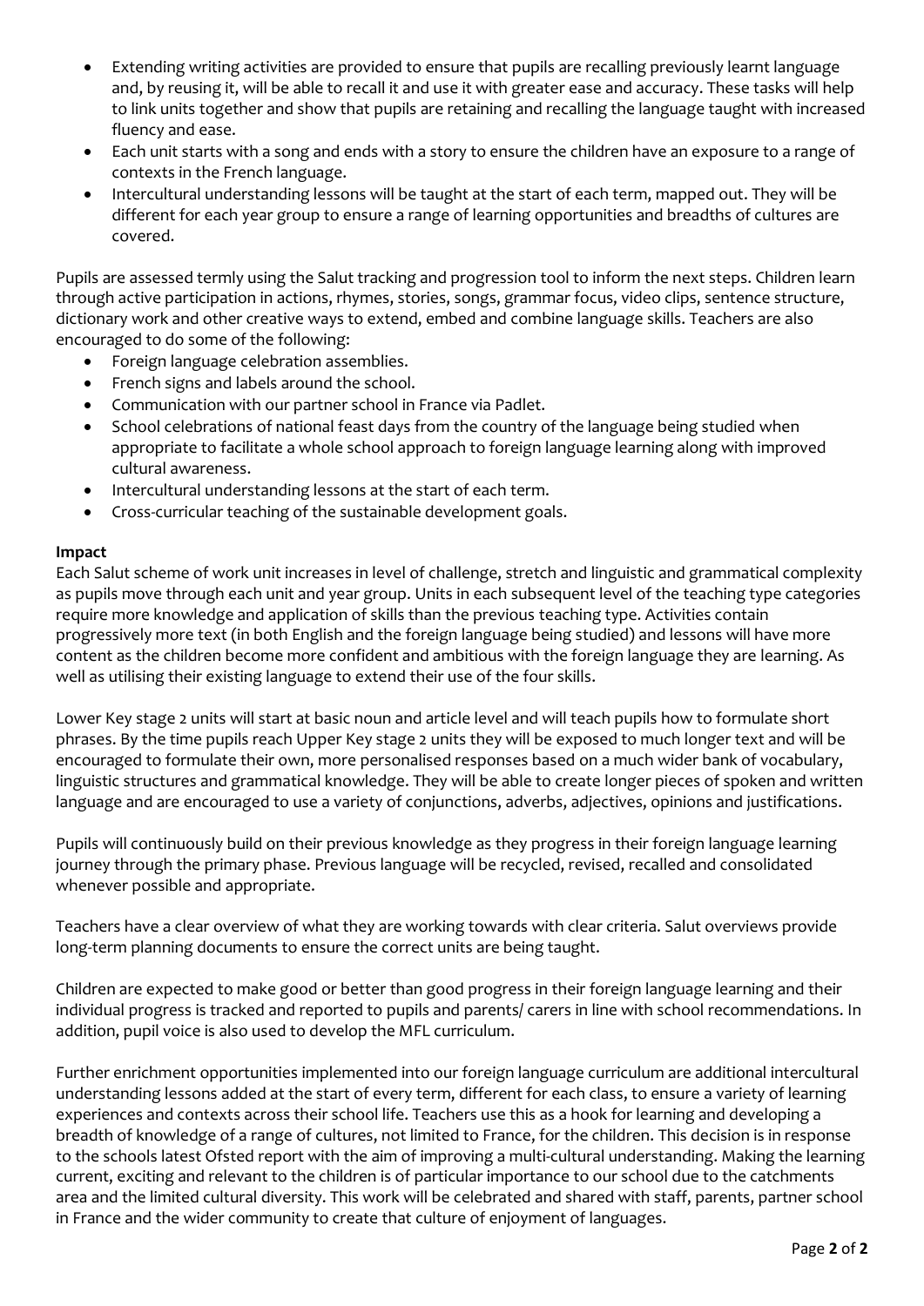- Extending writing activities are provided to ensure that pupils are recalling previously learnt language and, by reusing it, will be able to recall it and use it with greater ease and accuracy. These tasks will help to link units together and show that pupils are retaining and recalling the language taught with increased fluency and ease.
- Each unit starts with a song and ends with a story to ensure the children have an exposure to a range of contexts in the French language.
- Intercultural understanding lessons will be taught at the start of each term, mapped out. They will be different for each year group to ensure a range of learning opportunities and breadths of cultures are covered.

Pupils are assessed termly using the Salut tracking and progression tool to inform the next steps. Children learn through active participation in actions, rhymes, stories, songs, grammar focus, video clips, sentence structure, dictionary work and other creative ways to extend, embed and combine language skills. Teachers are also encouraged to do some of the following:

- Foreign language celebration assemblies.
- French signs and labels around the school.
- Communication with our partner school in France via Padlet.
- School celebrations of national feast days from the country of the language being studied when appropriate to facilitate a whole school approach to foreign language learning along with improved cultural awareness.
- Intercultural understanding lessons at the start of each term.
- Cross-curricular teaching of the sustainable development goals.

**Impact**

Each Salut scheme of work unit increases in level of challenge, stretch and linguistic and grammatical complexity as pupils move through each unit and year group. Units in each subsequent level of the teaching type categories require more knowledge and application of skills than the previous teaching type. Activities contain progressively more text (in both English and the foreign language being studied) and lessons will have more content as the children become more confident and ambitious with the foreign language they are learning. As well as utilising their existing language to extend their use of the four skills.

Lower Key stage 2 units will start at basic noun and article level and will teach pupils how to formulate short phrases. By the time pupils reach Upper Key stage 2 units they will be exposed to much longer text and will be encouraged to formulate their own, more personalised responses based on a much wider bank of vocabulary, linguistic structures and grammatical knowledge. They will be able to create longer pieces of spoken and written language and are encouraged to use a variety of conjunctions, adverbs, adjectives, opinions and justifications.

Pupils will continuously build on their previous knowledge as they progress in their foreign language learning journey through the primary phase. Previous language will be recycled, revised, recalled and consolidated whenever possible and appropriate.

Teachers have a clear overview of what they are working towards with clear criteria. Salut overviews provide long-term planning documents to ensure the correct units are being taught.

Children are expected to make good or better than good progress in their foreign language learning and their individual progress is tracked and reported to pupils and parents/ carers in line with school recommendations. In addition, pupil voice is also used to develop the MFL curriculum.

Further enrichment opportunities implemented into our foreign language curriculum are additional intercultural understanding lessons added at the start of every term, different for each class, to ensure a variety of learning experiences and contexts across their school life. Teachers use this as a hook for learning and developing a breadth of knowledge of a range of cultures, not limited to France, for the children. This decision is in response to the schools latest Ofsted report with the aim of improving a multi-cultural understanding. Making the learning current, exciting and relevant to the children is of particular importance to our school due to the catchments area and the limited cultural diversity. This work will be celebrated and shared with staff, parents, partner school in France and the wider community to create that culture of enjoyment of languages.